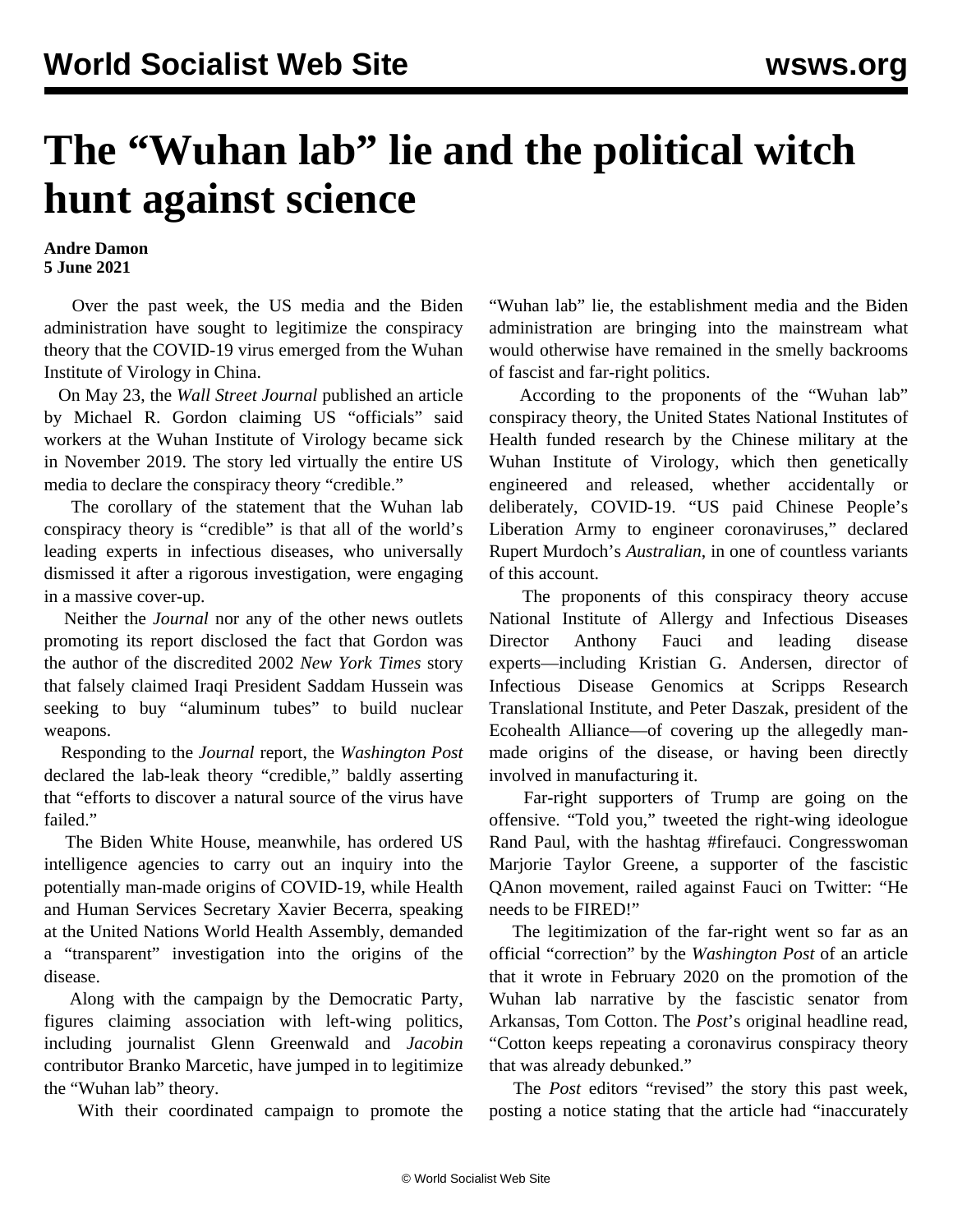# The "Wuhan lab" lie and the political witch hunt against science

**Andre Damon**
**5 June 2021**

Over the past week, the US media and the Biden administration have sought to legitimize the conspiracy theory that the COVID-19 virus emerged from the Wuhan Institute of Virology in China.

On May 23, the *Wall Street Journal* published an article by Michael R. Gordon claiming US "officials" said workers at the Wuhan Institute of Virology became sick in November 2019. The story led virtually the entire US media to declare the conspiracy theory "credible."

The corollary of the statement that the Wuhan lab conspiracy theory is "credible" is that all of the world's leading experts in infectious diseases, who universally dismissed it after a rigorous investigation, were engaging in a massive cover-up.

Neither the *Journal* nor any of the other news outlets promoting its report disclosed the fact that Gordon was the author of the discredited 2002 *New York Times* story that falsely claimed Iraqi President Saddam Hussein was seeking to buy "aluminum tubes" to build nuclear weapons.

Responding to the *Journal* report, the *Washington Post* declared the lab-leak theory "credible," baldly asserting that "efforts to discover a natural source of the virus have failed."

The Biden White House, meanwhile, has ordered US intelligence agencies to carry out an inquiry into the potentially man-made origins of COVID-19, while Health and Human Services Secretary Xavier Becerra, speaking at the United Nations World Health Assembly, demanded a "transparent" investigation into the origins of the disease.

Along with the campaign by the Democratic Party, figures claiming association with left-wing politics, including journalist Glenn Greenwald and *Jacobin* contributor Branko Marcetic, have jumped in to legitimize the "Wuhan lab" theory.

With their coordinated campaign to promote the "Wuhan lab" lie, the establishment media and the Biden administration are bringing into the mainstream what would otherwise have remained in the smelly backrooms of fascist and far-right politics.

According to the proponents of the "Wuhan lab" conspiracy theory, the United States National Institutes of Health funded research by the Chinese military at the Wuhan Institute of Virology, which then genetically engineered and released, whether accidentally or deliberately, COVID-19. "US paid Chinese People's Liberation Army to engineer coronaviruses," declared Rupert Murdoch's *Australian*, in one of countless variants of this account.

The proponents of this conspiracy theory accuse National Institute of Allergy and Infectious Diseases Director Anthony Fauci and leading disease experts—including Kristian G. Andersen, director of Infectious Disease Genomics at Scripps Research Translational Institute, and Peter Daszak, president of the Ecohealth Alliance—of covering up the allegedly man-made origins of the disease, or having been directly involved in manufacturing it.

Far-right supporters of Trump are going on the offensive. "Told you," tweeted the right-wing ideologue Rand Paul, with the hashtag #firefauci. Congresswoman Marjorie Taylor Greene, a supporter of the fascistic QAnon movement, railed against Fauci on Twitter: "He needs to be FIRED!"

The legitimization of the far-right went so far as an official "correction" by the *Washington Post* of an article that it wrote in February 2020 on the promotion of the Wuhan lab narrative by the fascistic senator from Arkansas, Tom Cotton. The *Post*'s original headline read, "Cotton keeps repeating a coronavirus conspiracy theory that was already debunked."

The *Post* editors "revised" the story this past week, posting a notice stating that the article had "inaccurately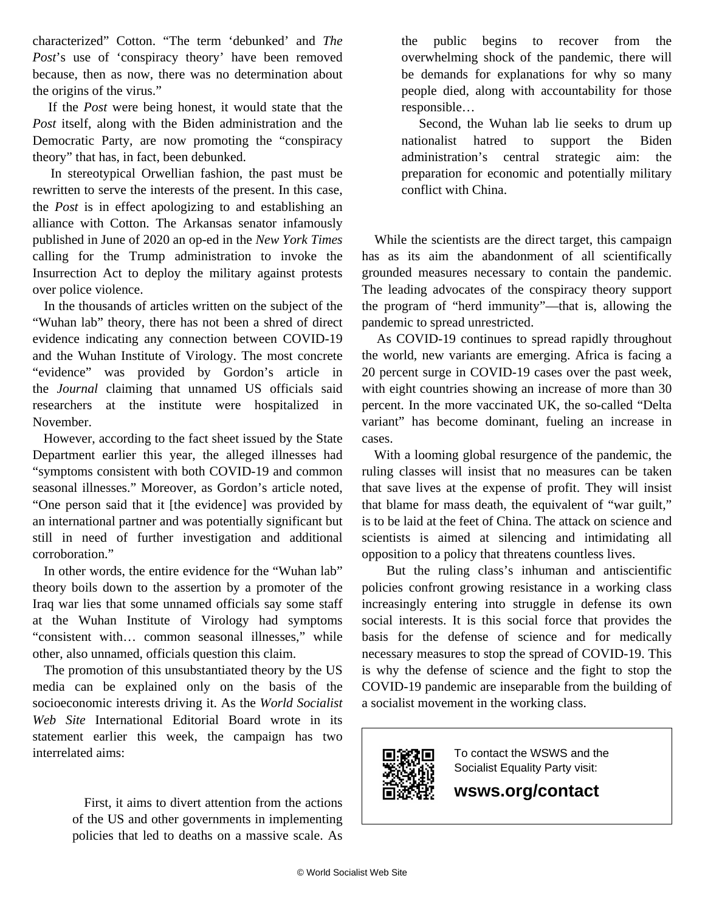characterized" Cotton. "The term 'debunked' and *The Post*'s use of 'conspiracy theory' have been removed because, then as now, there was no determination about the origins of the virus."

If the *Post* were being honest, it would state that the *Post* itself, along with the Biden administration and the Democratic Party, are now promoting the "conspiracy theory" that has, in fact, been debunked.

In stereotypical Orwellian fashion, the past must be rewritten to serve the interests of the present. In this case, the *Post* is in effect apologizing to and establishing an alliance with Cotton. The Arkansas senator infamously published in June of 2020 an op-ed in the *New York Times* calling for the Trump administration to invoke the Insurrection Act to deploy the military against protests over police violence.

In the thousands of articles written on the subject of the "Wuhan lab" theory, there has not been a shred of direct evidence indicating any connection between COVID-19 and the Wuhan Institute of Virology. The most concrete "evidence" was provided by Gordon's article in the *Journal* claiming that unnamed US officials said researchers at the institute were hospitalized in November.

However, according to the fact sheet issued by the State Department earlier this year, the alleged illnesses had "symptoms consistent with both COVID-19 and common seasonal illnesses." Moreover, as Gordon's article noted, "One person said that it [the evidence] was provided by an international partner and was potentially significant but still in need of further investigation and additional corroboration."

In other words, the entire evidence for the "Wuhan lab" theory boils down to the assertion by a promoter of the Iraq war lies that some unnamed officials say some staff at the Wuhan Institute of Virology had symptoms "consistent with… common seasonal illnesses," while other, also unnamed, officials question this claim.

The promotion of this unsubstantiated theory by the US media can be explained only on the basis of the socioeconomic interests driving it. As the *World Socialist Web Site* International Editorial Board wrote in its statement earlier this week, the campaign has two interrelated aims:

> First, it aims to divert attention from the actions of the US and other governments in implementing policies that led to deaths on a massive scale. As the public begins to recover from the overwhelming shock of the pandemic, there will be demands for explanations for why so many people died, along with accountability for those responsible…
>
> Second, the Wuhan lab lie seeks to drum up nationalist hatred to support the Biden administration's central strategic aim: the preparation for economic and potentially military conflict with China.

While the scientists are the direct target, this campaign has as its aim the abandonment of all scientifically grounded measures necessary to contain the pandemic. The leading advocates of the conspiracy theory support the program of "herd immunity"—that is, allowing the pandemic to spread unrestricted.

As COVID-19 continues to spread rapidly throughout the world, new variants are emerging. Africa is facing a 20 percent surge in COVID-19 cases over the past week, with eight countries showing an increase of more than 30 percent. In the more vaccinated UK, the so-called "Delta variant" has become dominant, fueling an increase in cases.

With a looming global resurgence of the pandemic, the ruling classes will insist that no measures can be taken that save lives at the expense of profit. They will insist that blame for mass death, the equivalent of "war guilt," is to be laid at the feet of China. The attack on science and scientists is aimed at silencing and intimidating all opposition to a policy that threatens countless lives.

But the ruling class's inhuman and antiscientific policies confront growing resistance in a working class increasingly entering into struggle in defense its own social interests. It is this social force that provides the basis for the defense of science and for medically necessary measures to stop the spread of COVID-19. This is why the defense of science and the fight to stop the COVID-19 pandemic are inseparable from the building of a socialist movement in the working class.

To contact the WSWS and the Socialist Equality Party visit:

**wsws.org/contact**